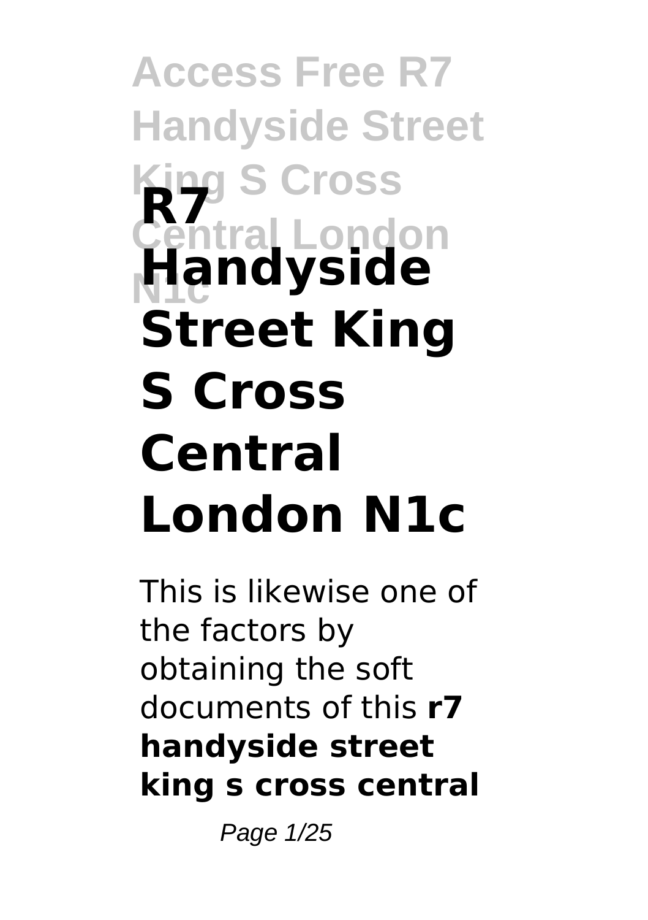# R7 Handyside Street King S Cross Central London N1c

This is likewise one of the factors by obtaining the soft documents of this **r7 handyside street king s cross central**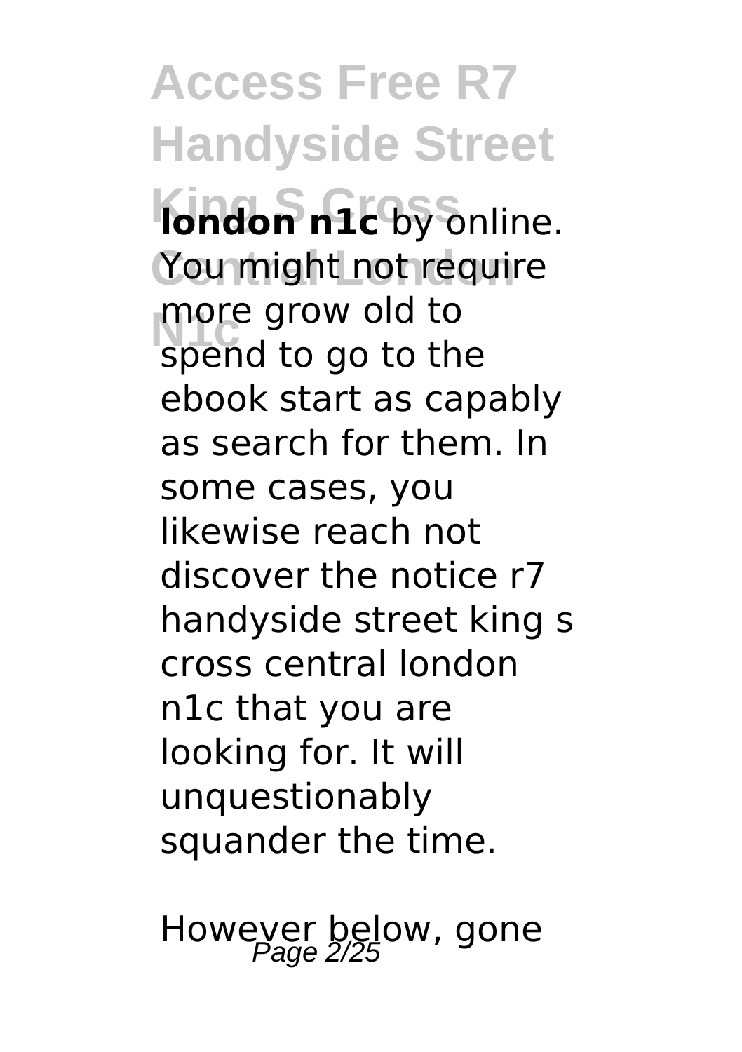**london n1c** by online. You might not require more grow old to spend to go to the ebook start as capably as search for them. In some cases, you likewise reach not discover the notice r7 handyside street king s cross central london n1c that you are looking for. It will unquestionably squander the time.

However below, gone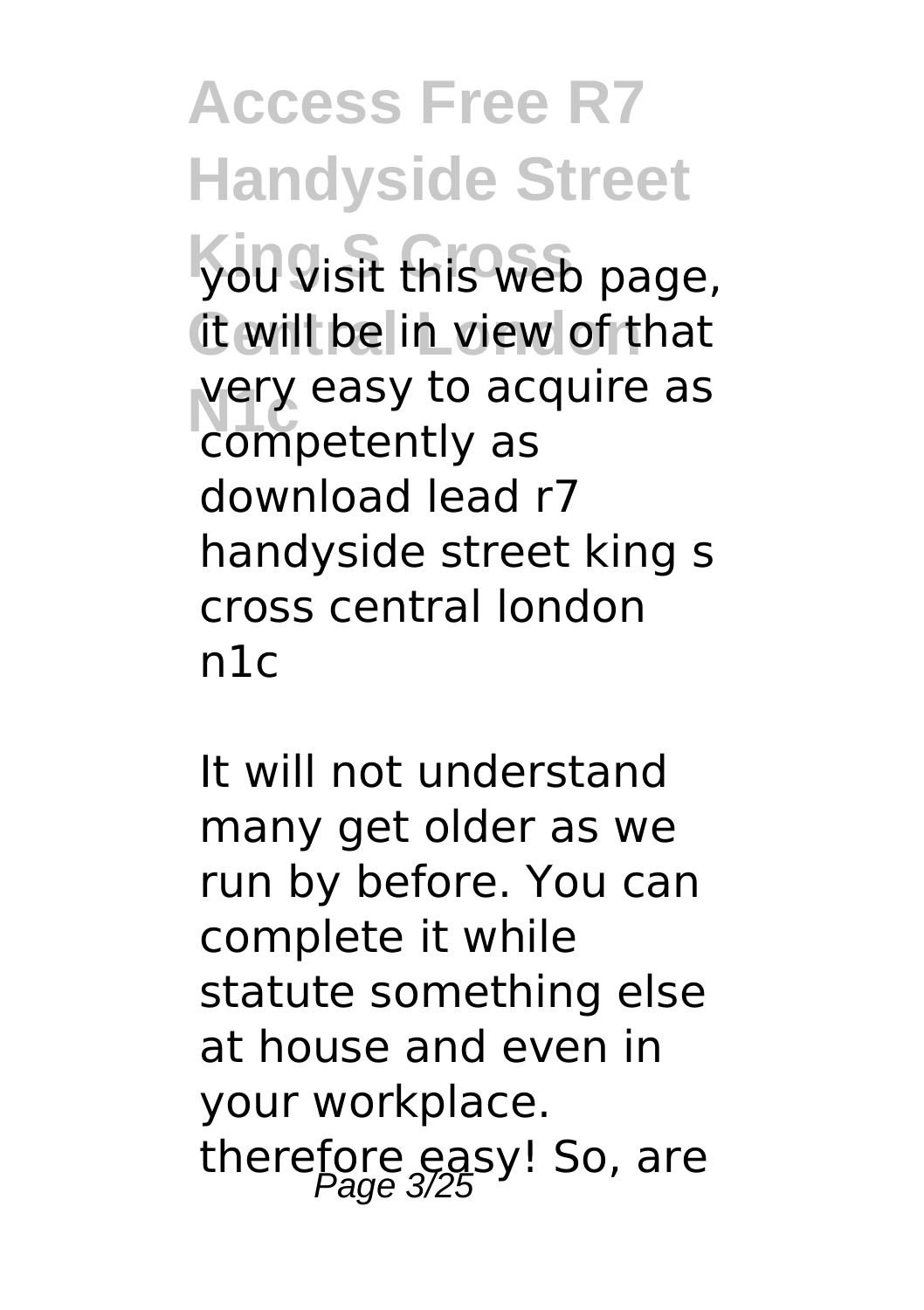you visit this web page, it will be in view of that very easy to acquire as competently as download lead r7 handyside street king s cross central london n1c

It will not understand many get older as we run by before. You can complete it while statute something else at house and even in your workplace. therefore easy! So, are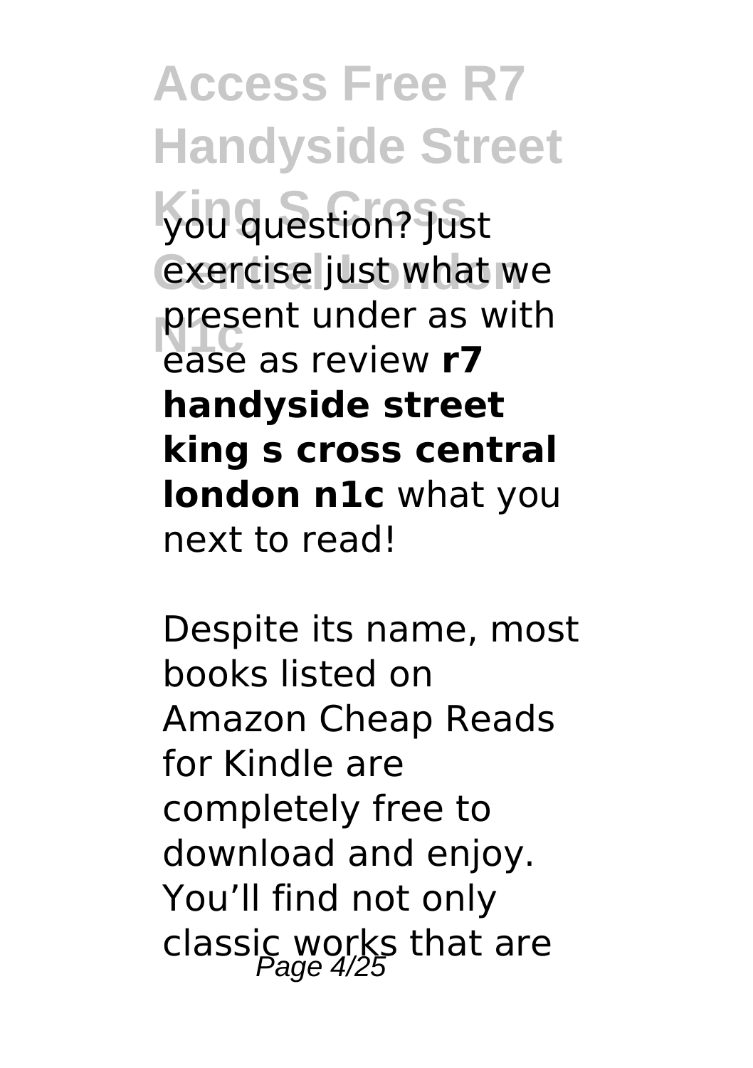you question? Just exercise just what we present under as with ease as review **r7 handyside street king s cross central london n1c** what you next to read!

Despite its name, most books listed on Amazon Cheap Reads for Kindle are completely free to download and enjoy. You'll find not only classic works that are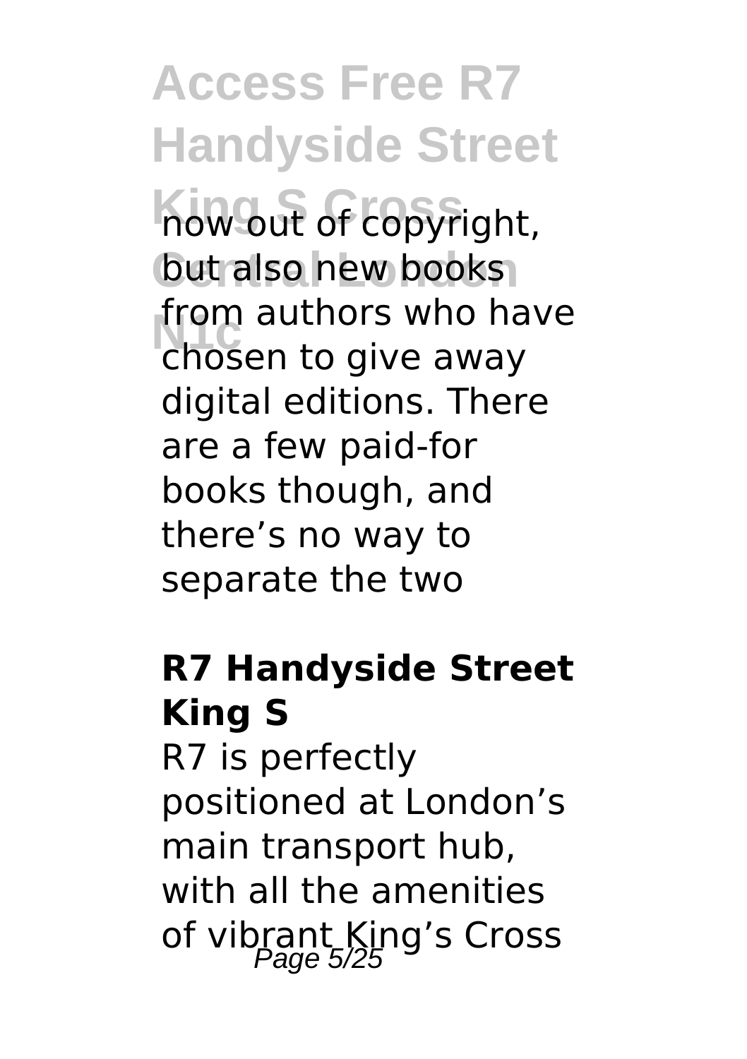now out of copyright, but also new books from authors who have chosen to give away digital editions. There are a few paid-for books though, and there's no way to separate the two

**R7 Handyside Street King S**

R7 is perfectly positioned at London's main transport hub, with all the amenities of vibrant King's Cross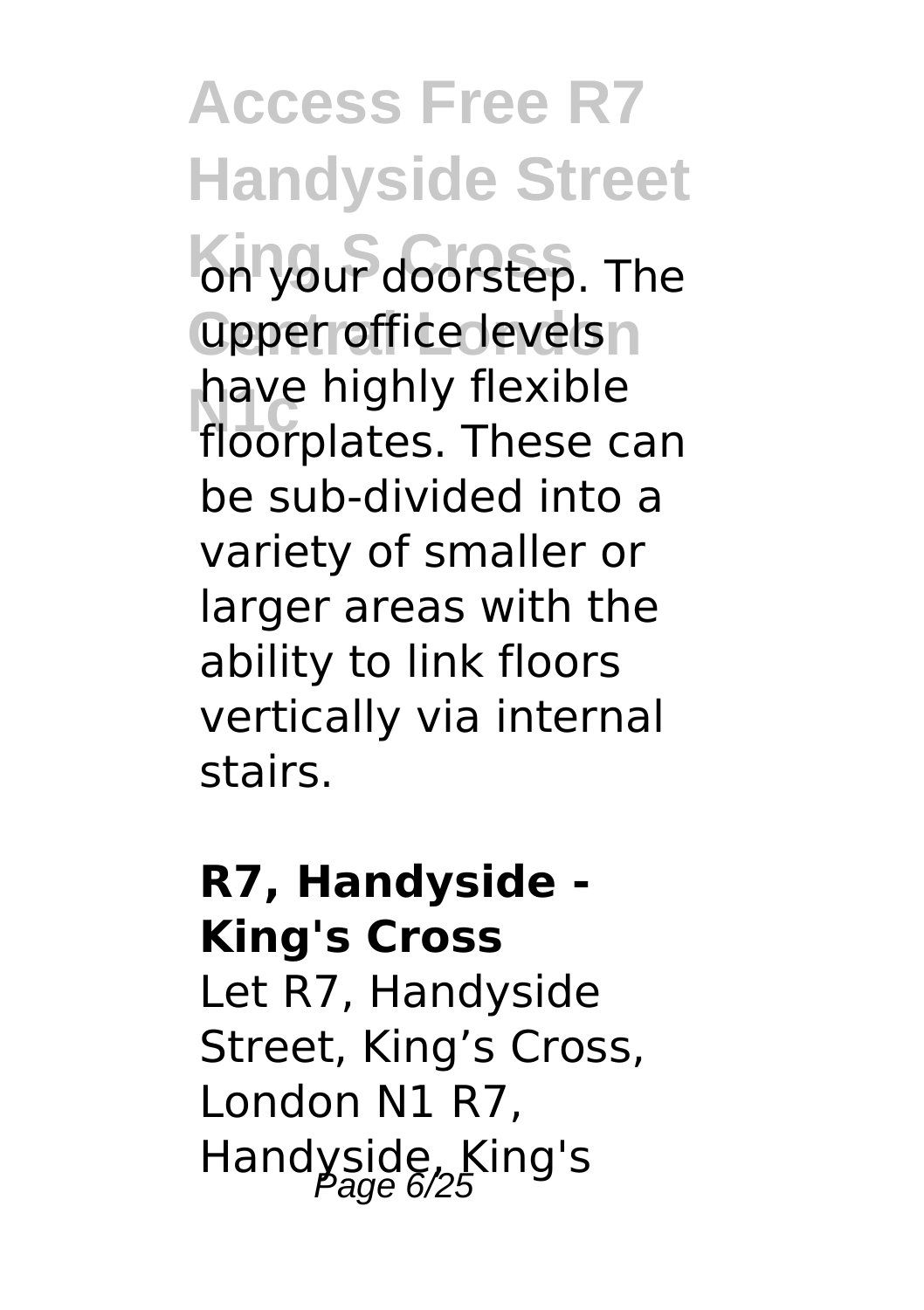on your doorstep. The upper office levels have highly flexible floorplates. These can be sub-divided into a variety of smaller or larger areas with the ability to link floors vertically via internal stairs.

**R7, Handyside - King's Cross**

Let R7, Handyside Street, King’s Cross, London N1 R7, Handyside, King's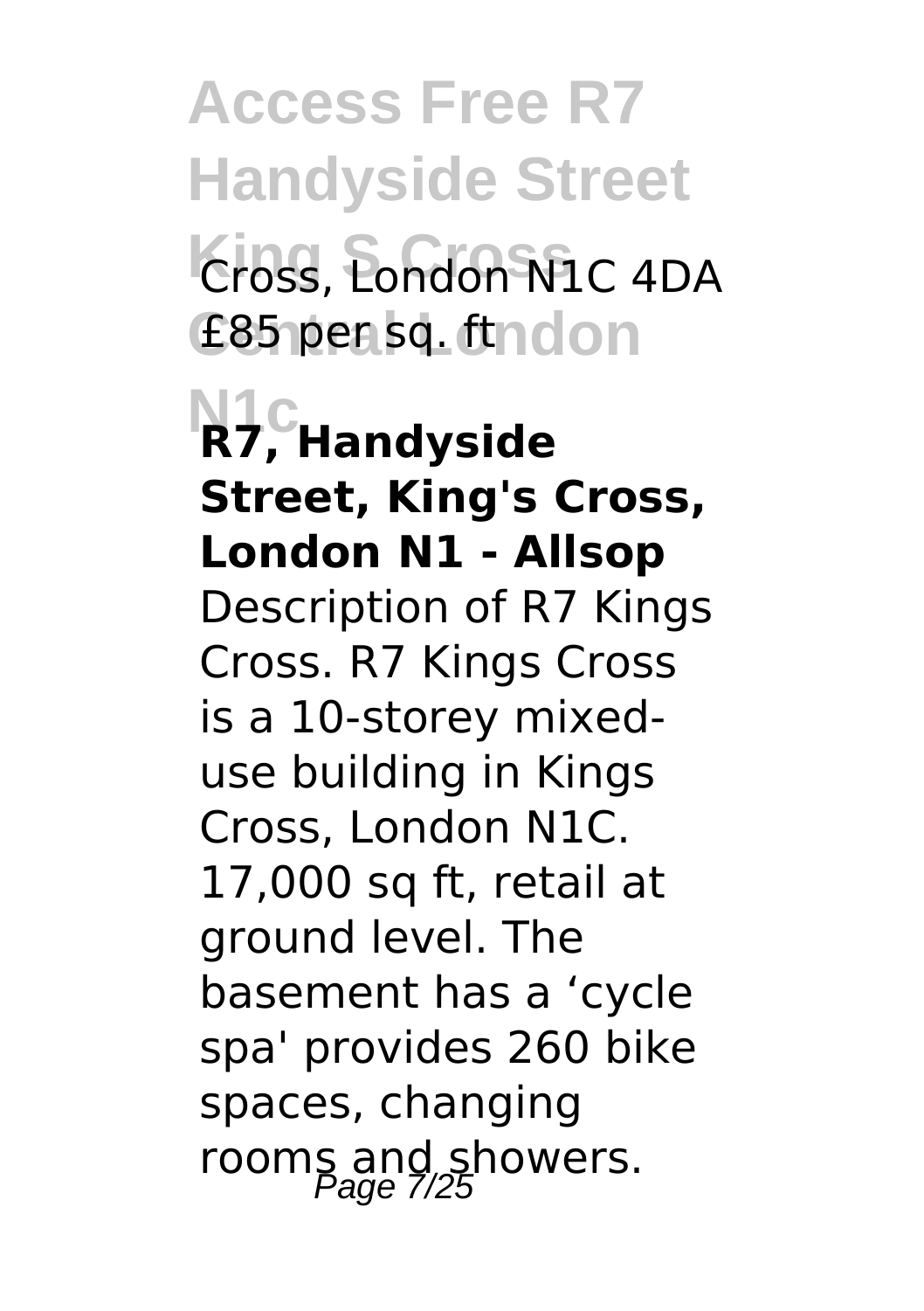Cross, London N1C 4DA
£85 per sq. ft

**R7, Handyside Street, King's Cross, London N1 - Allsop**

Description of R7 Kings Cross. R7 Kings Cross is a 10-storey mixed-use building in Kings Cross, London N1C. 17,000 sq ft, retail at ground level. The basement has a ‘cycle spa' provides 260 bike spaces, changing rooms and showers.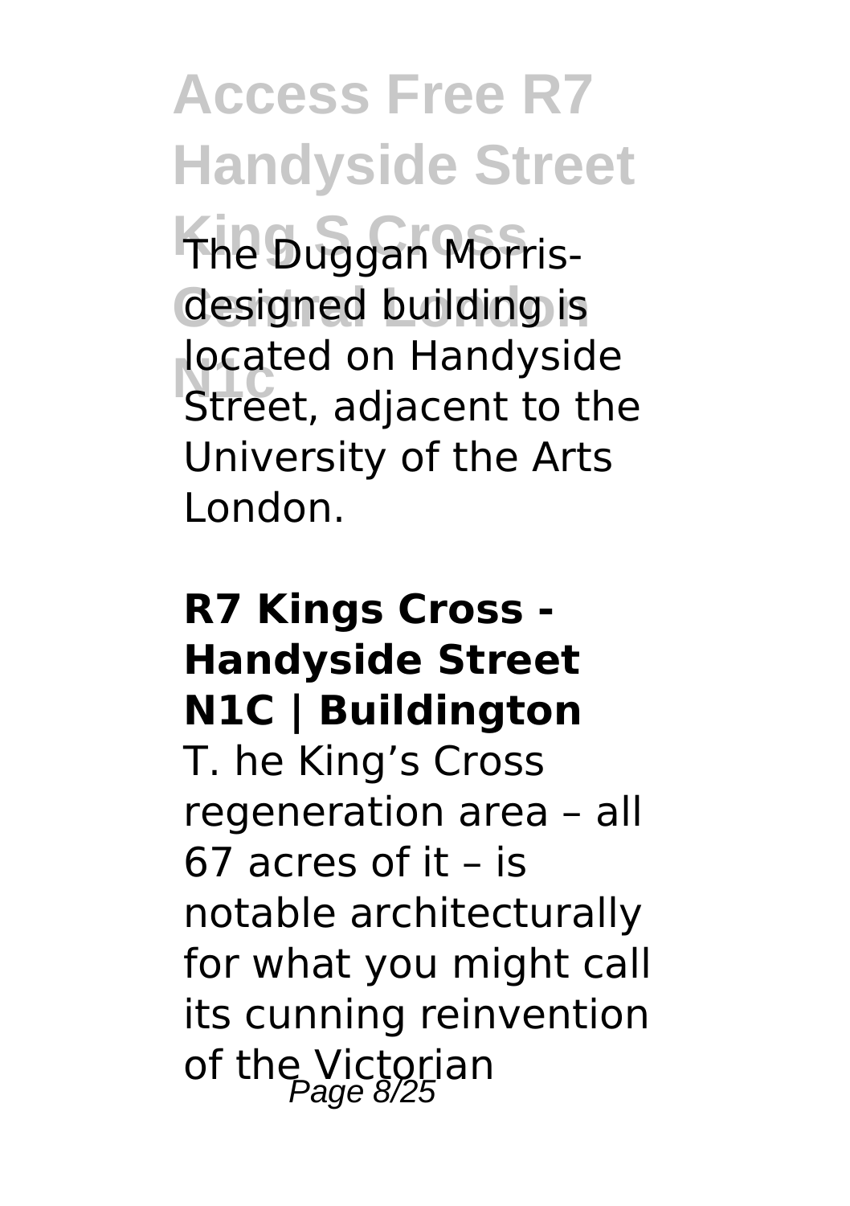The Duggan Morris-designed building is located on Handyside Street, adjacent to the University of the Arts London.

## R7 Kings Cross - Handyside Street N1C | Buildington

T. he King's Cross regeneration area – all 67 acres of it – is notable architecturally for what you might call its cunning reinvention of the Victorian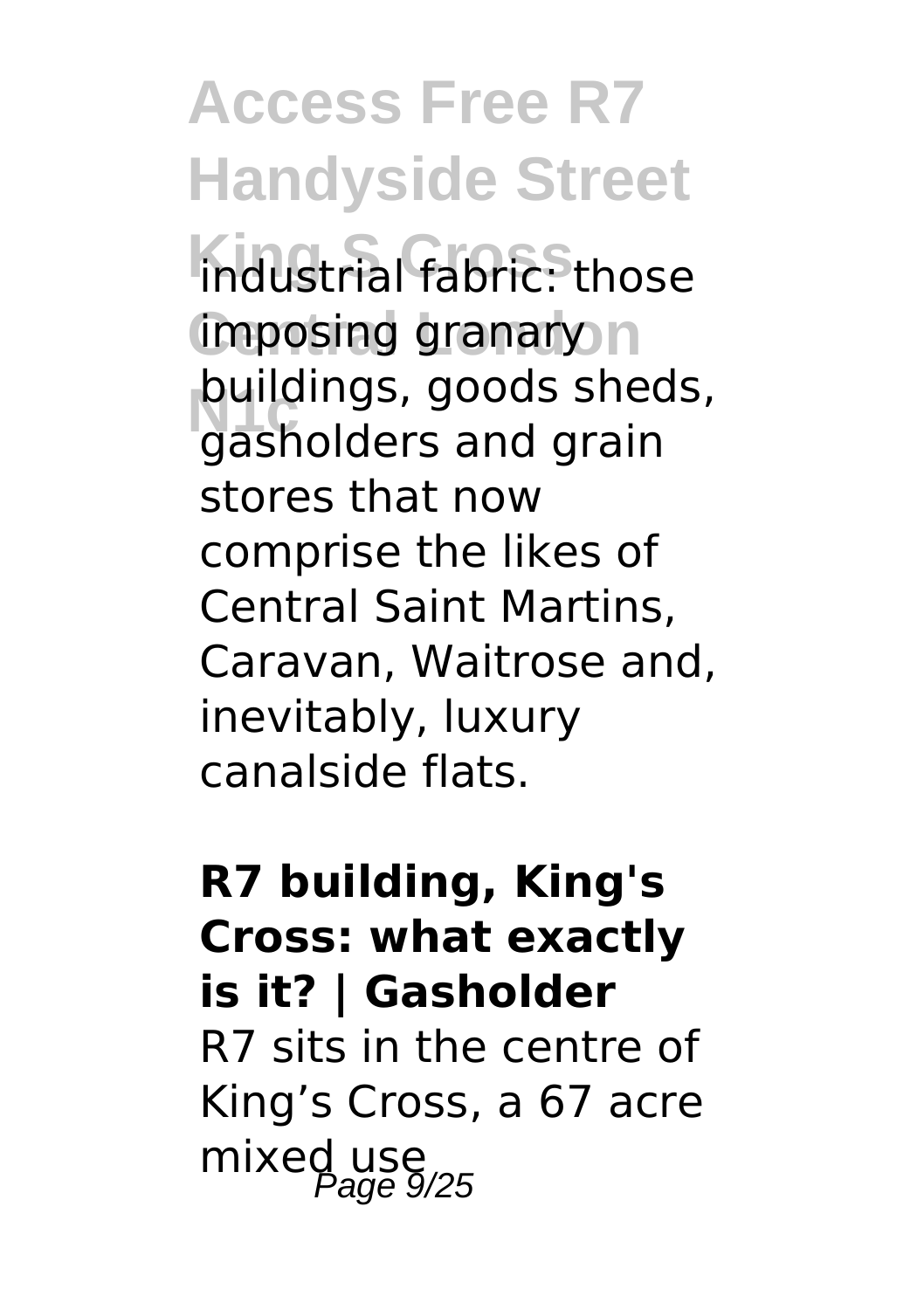industrial fabric: those imposing granary buildings, goods sheds, gasholders and grain stores that now comprise the likes of Central Saint Martins, Caravan, Waitrose and, inevitably, luxury canalside flats.

**R7 building, King's Cross: what exactly is it? | Gasholder**

R7 sits in the centre of King's Cross, a 67 acre mixed use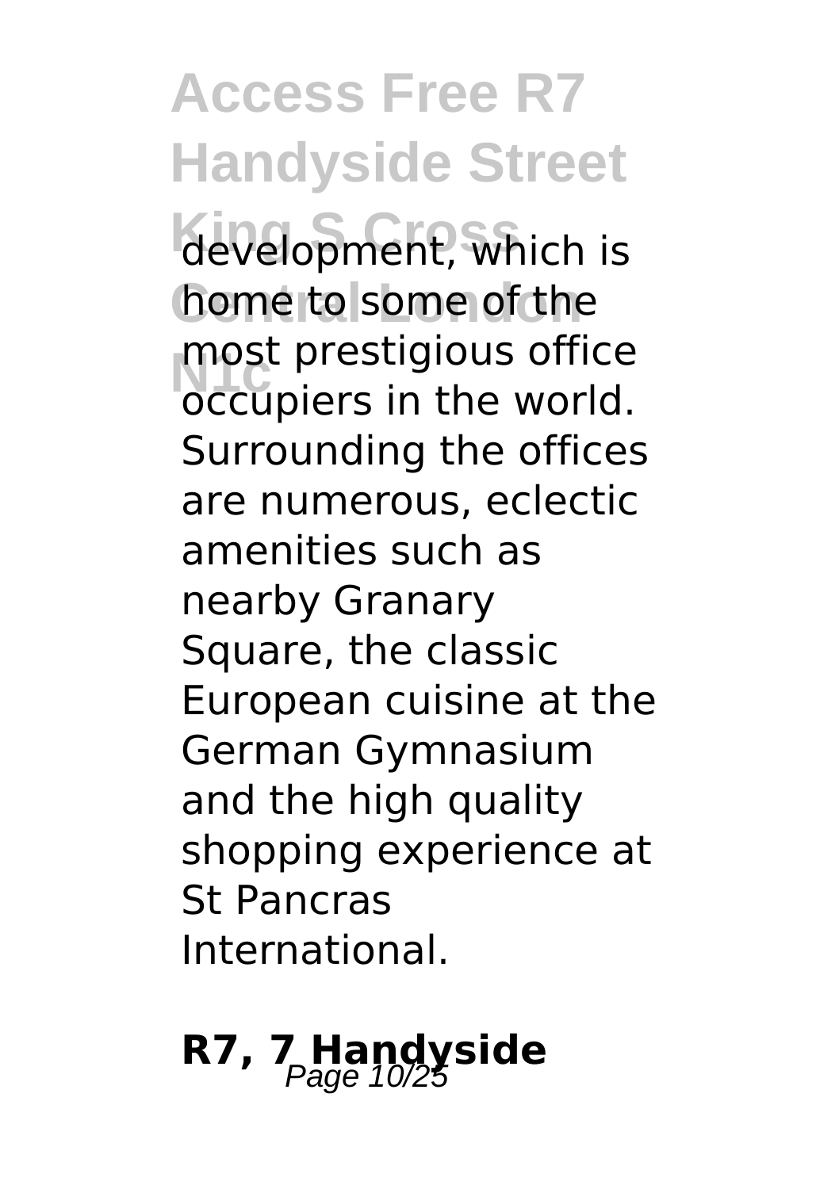development, which is home to some of the most prestigious office occupiers in the world. Surrounding the offices are numerous, eclectic amenities such as nearby Granary Square, the classic European cuisine at the German Gymnasium and the high quality shopping experience at St Pancras International.

## R7, 7 Handyside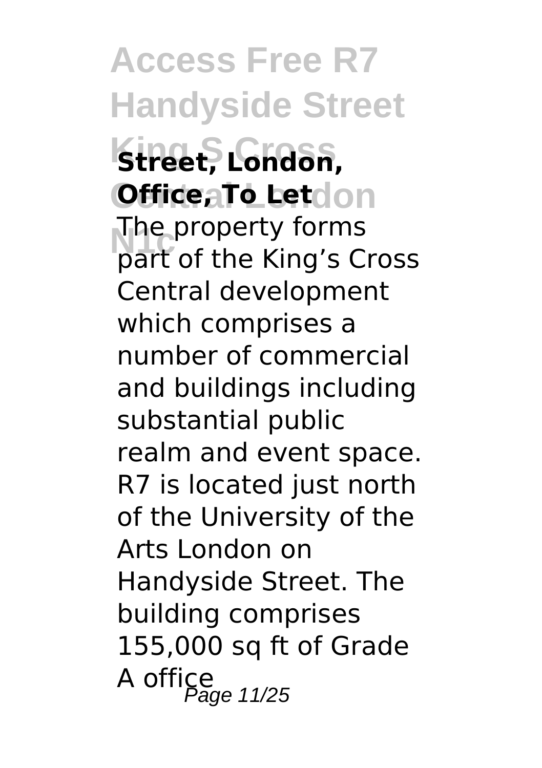**Street, London, Office, To Let**

The property forms part of the King's Cross Central development which comprises a number of commercial and buildings including substantial public realm and event space. R7 is located just north of the University of the Arts London on Handyside Street. The building comprises 155,000 sq ft of Grade A office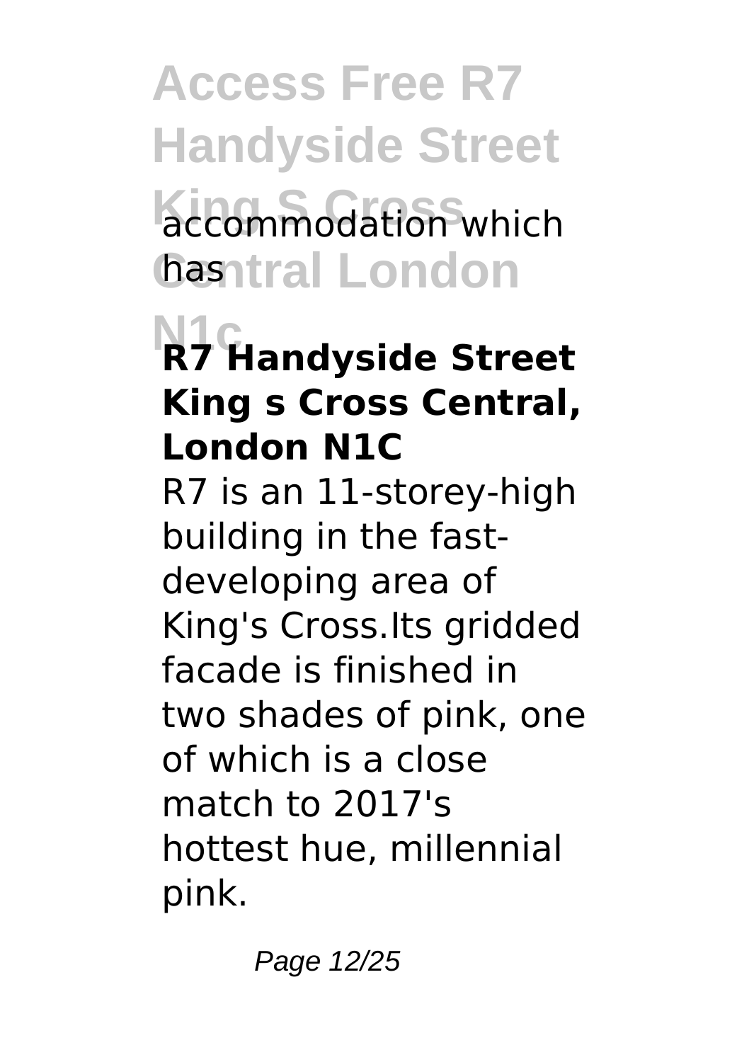accommodation which has

## R7 Handyside Street King s Cross Central, London N1C

R7 is an 11-storey-high building in the fast-developing area of King's Cross.Its gridded facade is finished in two shades of pink, one of which is a close match to 2017's hottest hue, millennial pink.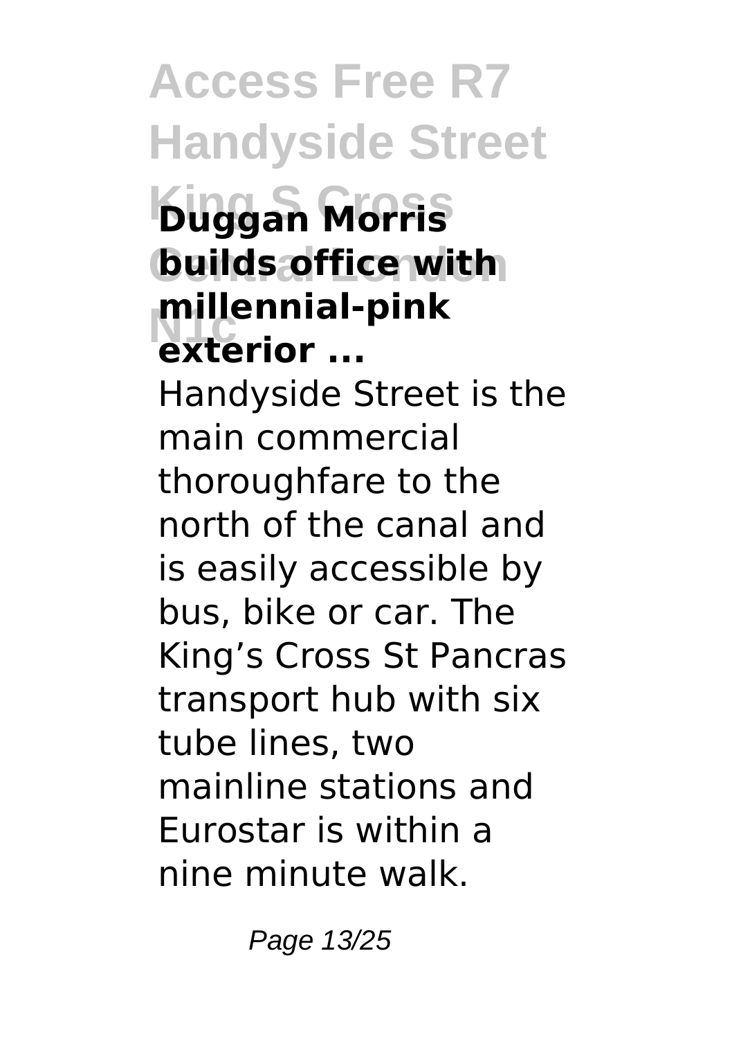**Duggan Morris builds office with millennial-pink exterior ...**

Handyside Street is the main commercial thoroughfare to the north of the canal and is easily accessible by bus, bike or car. The King’s Cross St Pancras transport hub with six tube lines, two mainline stations and Eurostar is within a nine minute walk.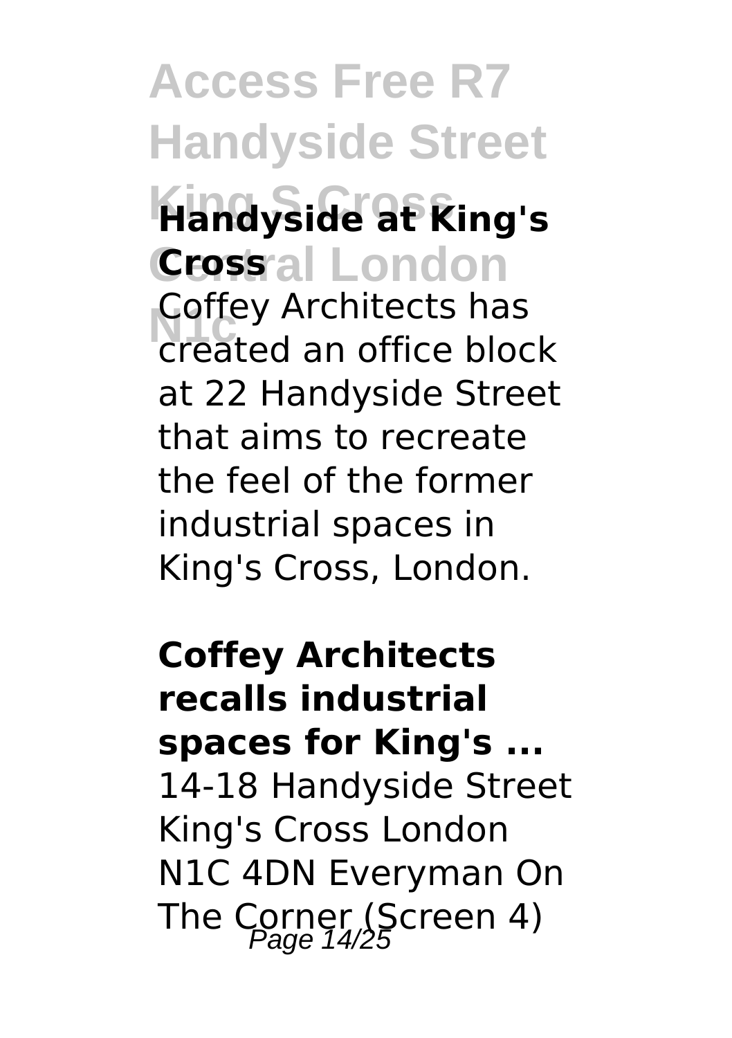**Handyside at King's Cross**

Coffey Architects has created an office block at 22 Handyside Street that aims to recreate the feel of the former industrial spaces in King's Cross, London.

**Coffey Architects recalls industrial spaces for King's ...**

14-18 Handyside Street King's Cross London N1C 4DN Everyman On The Corner (Screen 4)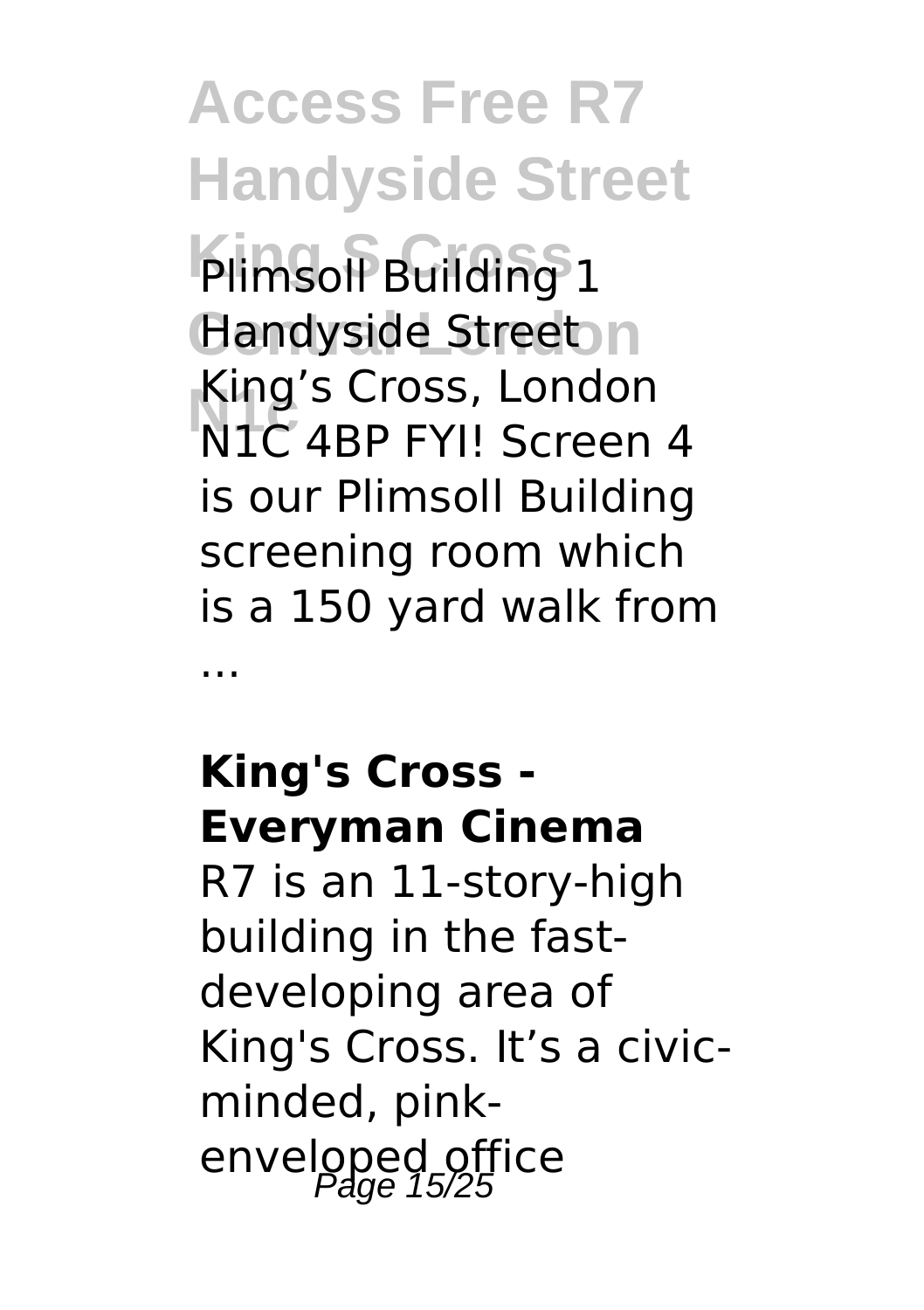Plimsoll Building 1 Handyside Street King's Cross, London N1C 4BP FYI! Screen 4 is our Plimsoll Building screening room which is a 150 yard walk from ...

**King's Cross - Everyman Cinema**

R7 is an 11-story-high building in the fast-developing area of King's Cross. It's a civic-minded, pink-enveloped office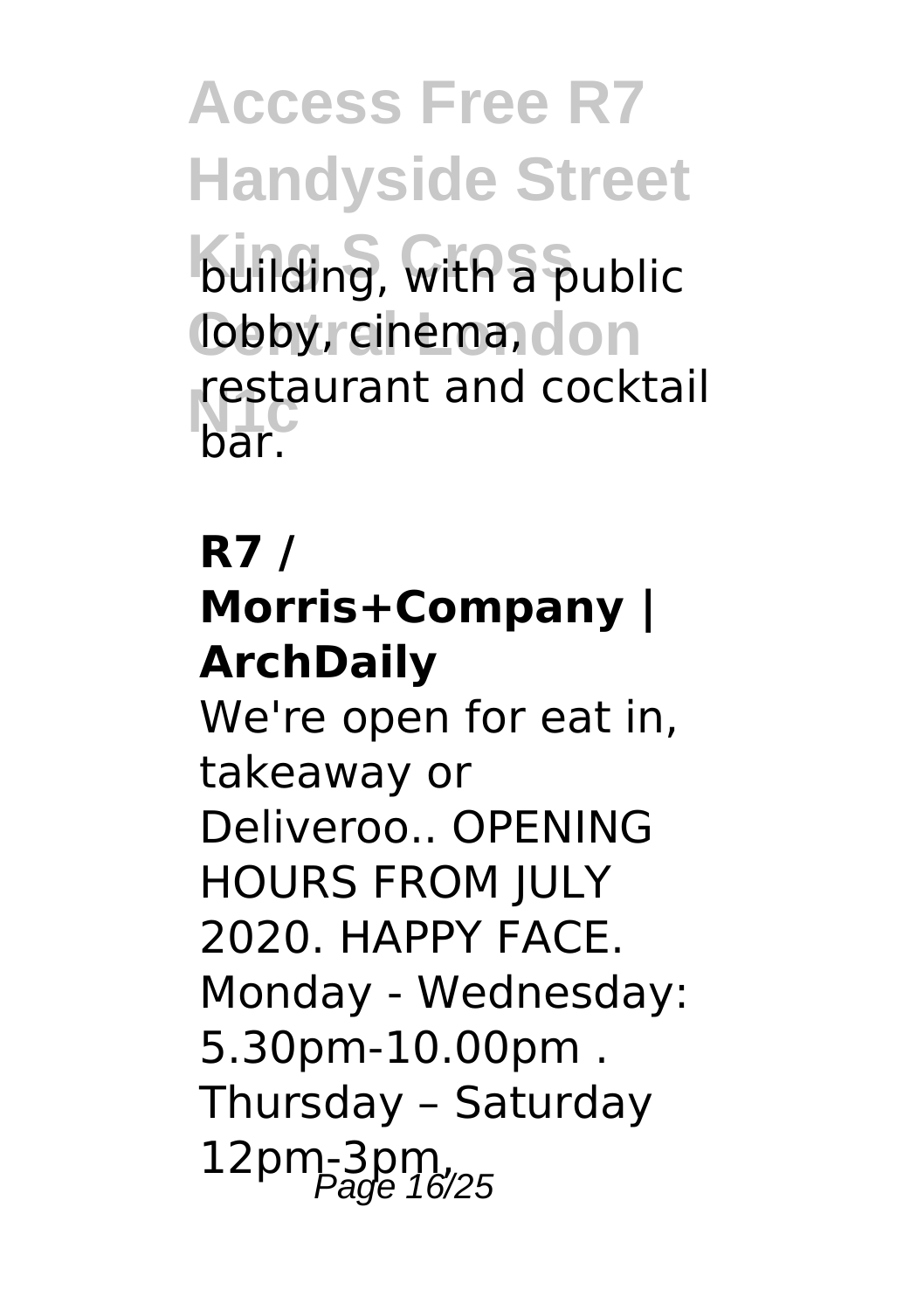building, with a public lobby, cinema, restaurant and cocktail bar.

**R7 / Morris+Company | ArchDaily**

We're open for eat in, takeaway or Deliveroo.. OPENING HOURS FROM JULY 2020. HAPPY FACE. Monday - Wednesday: 5.30pm-10.00pm . Thursday – Saturday 12pm-3pm,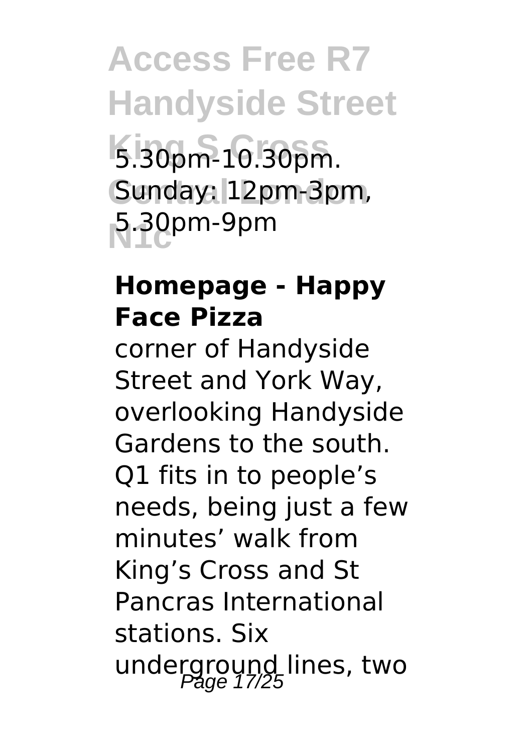5.30pm-10.30pm. Sunday: 12pm-3pm, 5.30pm-9pm

**Homepage - Happy Face Pizza**

corner of Handyside Street and York Way, overlooking Handyside Gardens to the south. Q1 fits in to people’s needs, being just a few minutes’ walk from King’s Cross and St Pancras International stations. Six underground lines, two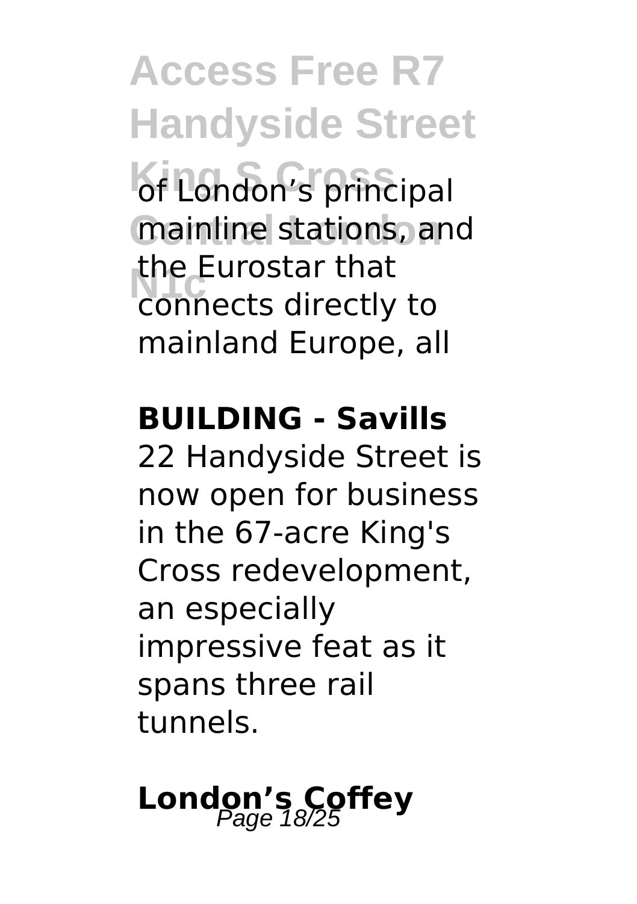of London's principal mainline stations, and the Eurostar that connects directly to mainland Europe, all

**BUILDING - Savills**

22 Handyside Street is now open for business in the 67-acre King's Cross redevelopment, an especially impressive feat as it spans three rail tunnels.

## London's Coffey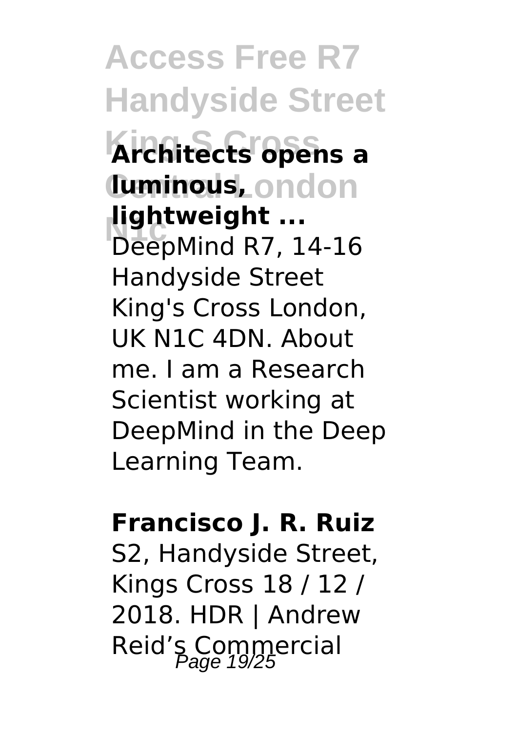**Architects opens a luminous, lightweight ...**

DeepMind R7, 14-16 Handyside Street King's Cross London, UK N1C 4DN. About me. I am a Research Scientist working at DeepMind in the Deep Learning Team.

**Francisco J. R. Ruiz**

S2, Handyside Street, Kings Cross 18 / 12 / 2018. HDR | Andrew Reid's Commercial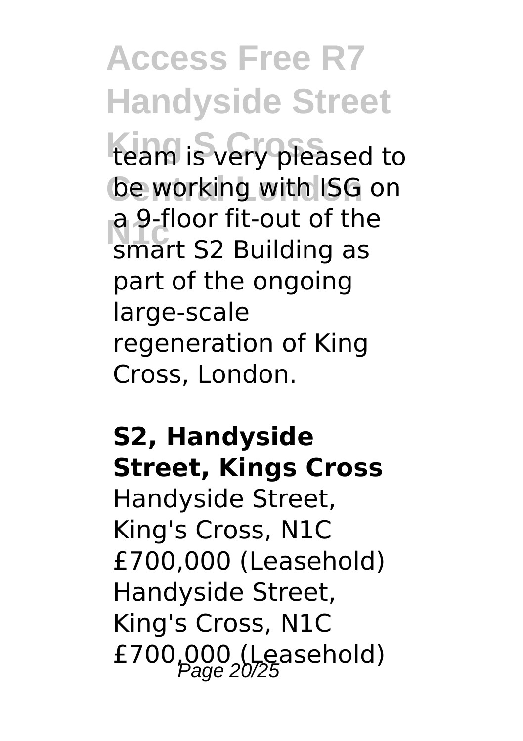team is very pleased to be working with ISG on a 9-floor fit-out of the smart S2 Building as part of the ongoing large-scale regeneration of King Cross, London.

**S2, Handyside Street, Kings Cross**
Handyside Street, King's Cross, N1C £700,000 (Leasehold) Handyside Street, King's Cross, N1C £700,000 (Leasehold)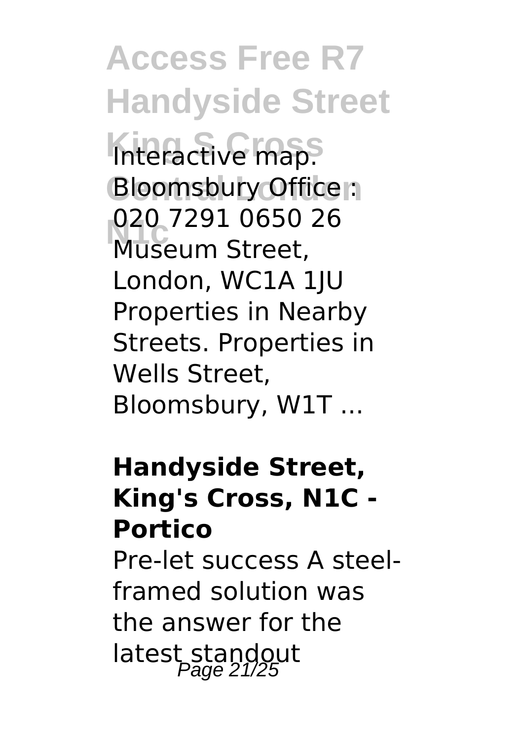Interactive map. Bloomsbury Office : 020 7291 0650 26 Museum Street, London, WC1A 1JU Properties in Nearby Streets. Properties in Wells Street, Bloomsbury, W1T ...

**Handyside Street, King's Cross, N1C - Portico**

Pre-let success A steel-framed solution was the answer for the latest standout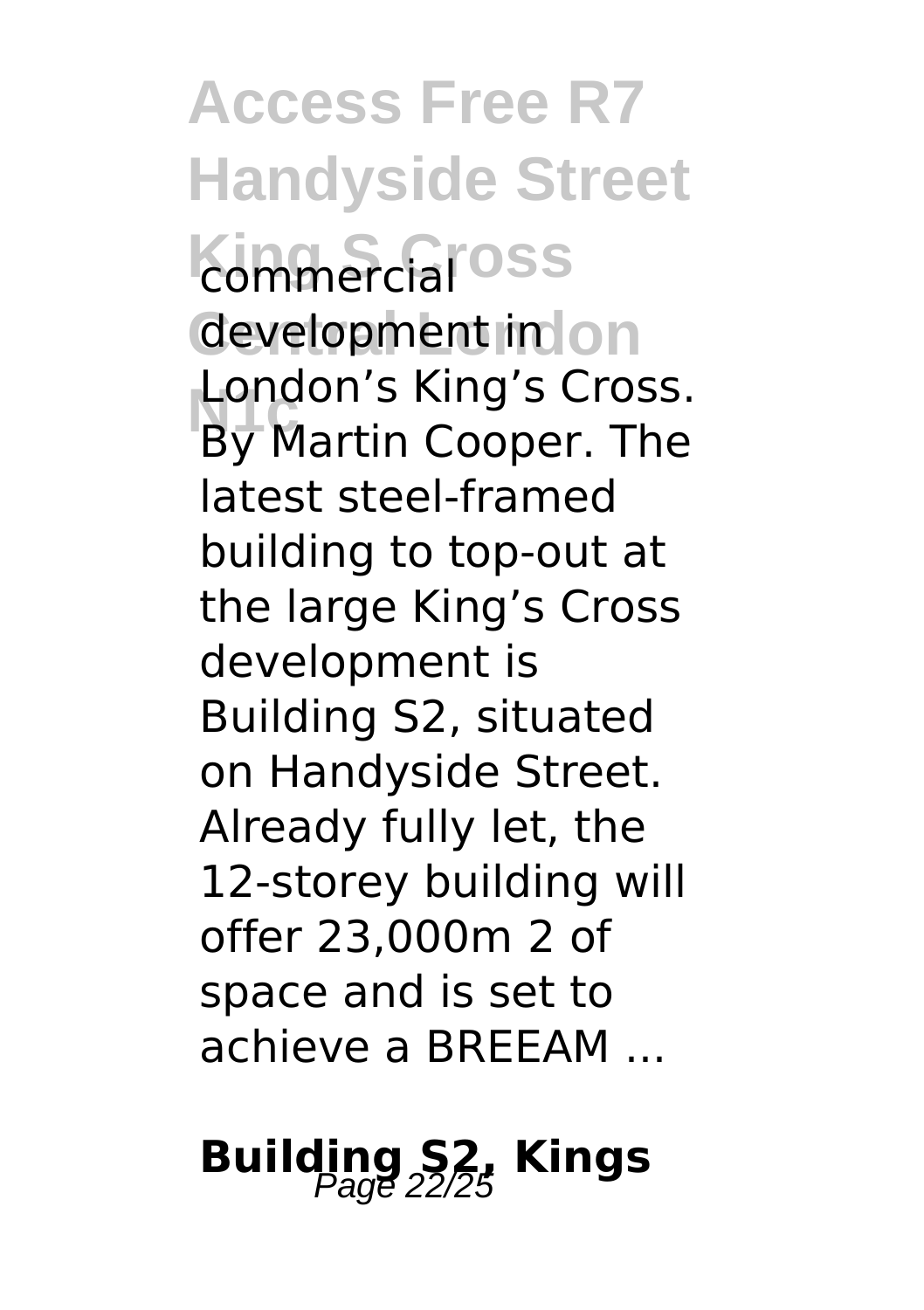commercial development in London's King's Cross. By Martin Cooper. The latest steel-framed building to top-out at the large King's Cross development is Building S2, situated on Handyside Street. Already fully let, the 12-storey building will offer 23,000m 2 of space and is set to achieve a BREEAM ...

## Building S2, Kings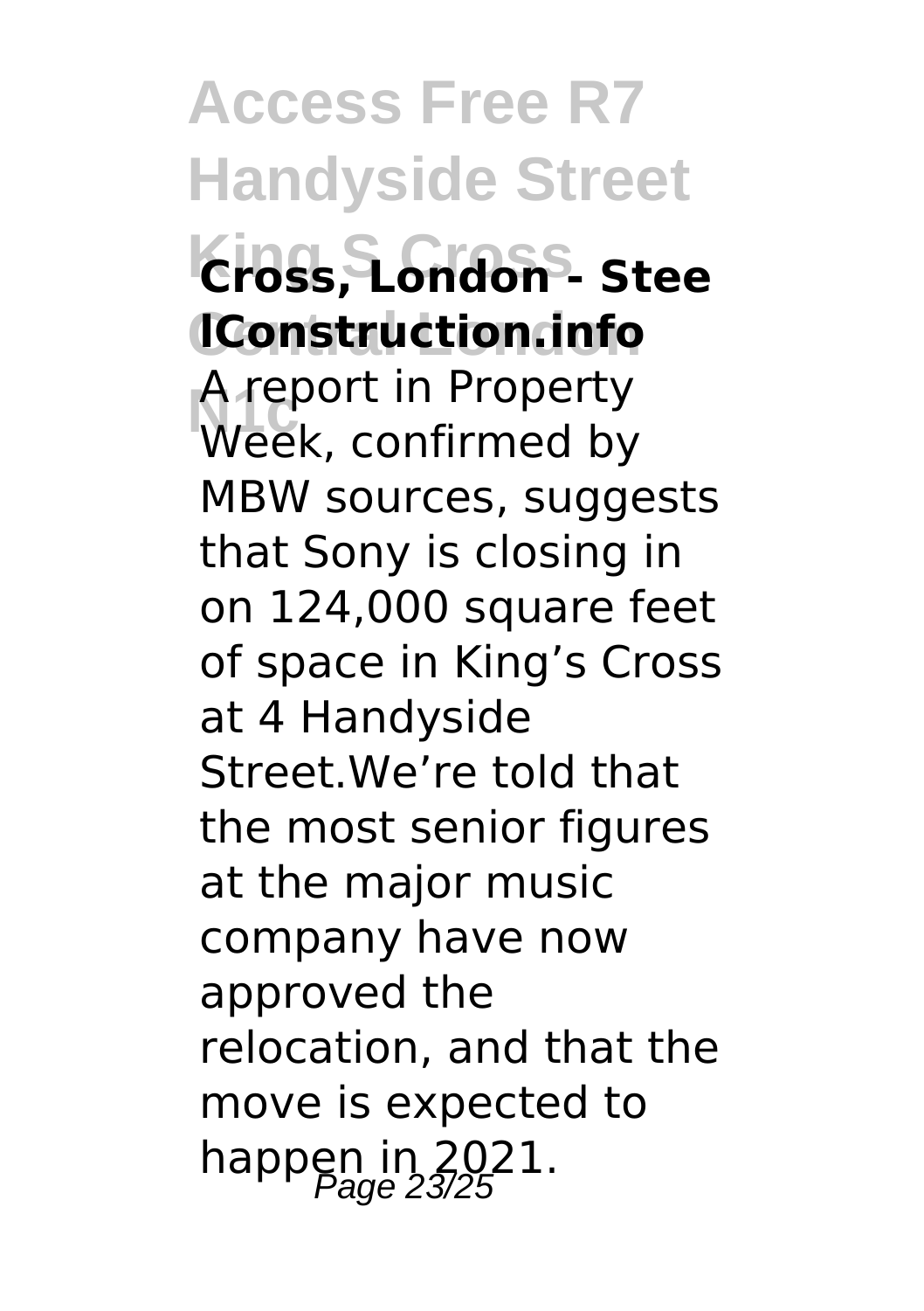**Cross, London - Stee lConstruction.info**

A report in Property Week, confirmed by MBW sources, suggests that Sony is closing in on 124,000 square feet of space in King's Cross at 4 Handyside Street.We're told that the most senior figures at the major music company have now approved the relocation, and that the move is expected to happen in 2021.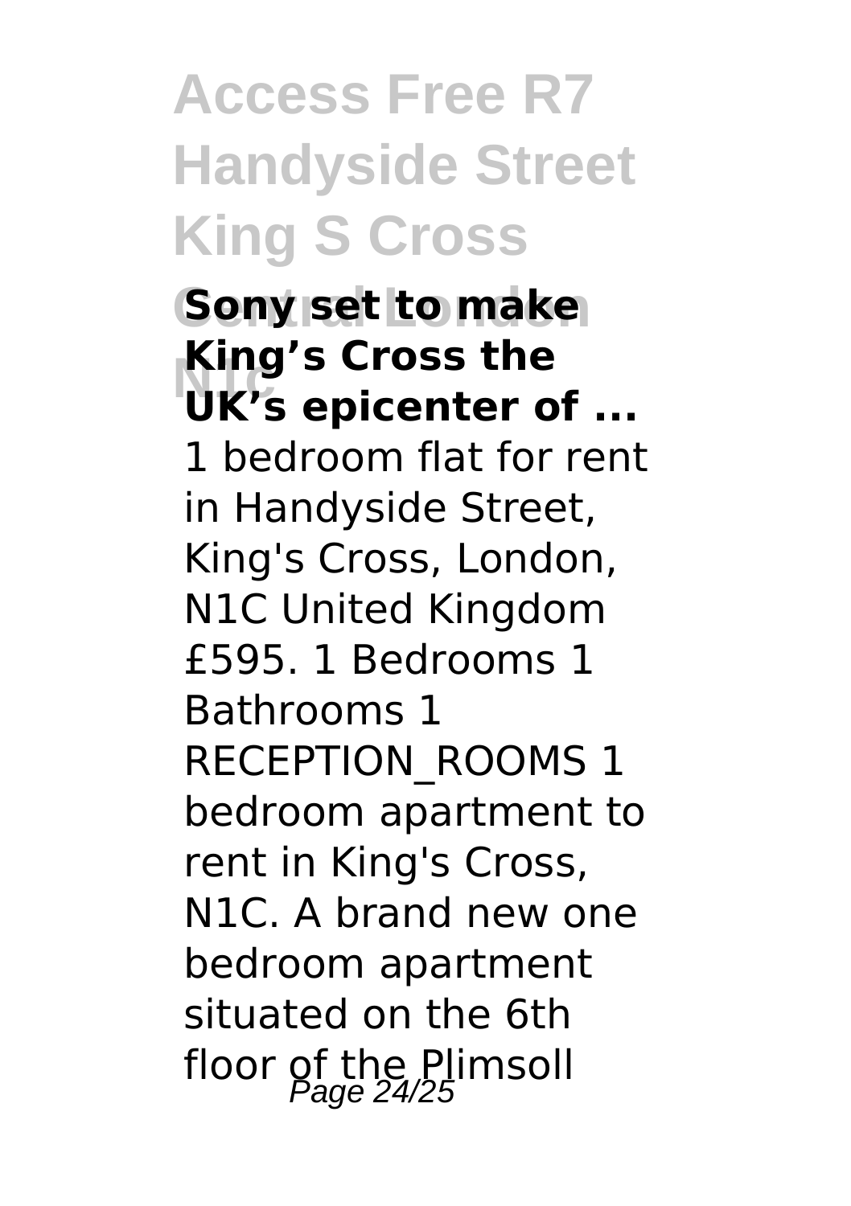**Sony set to make King's Cross the UK's epicenter of ...**

1 bedroom flat for rent in Handyside Street, King's Cross, London, N1C United Kingdom £595. 1 Bedrooms 1 Bathrooms 1 RECEPTION_ROOMS 1 bedroom apartment to rent in King's Cross, N1C. A brand new one bedroom apartment situated on the 6th floor of the Plimsoll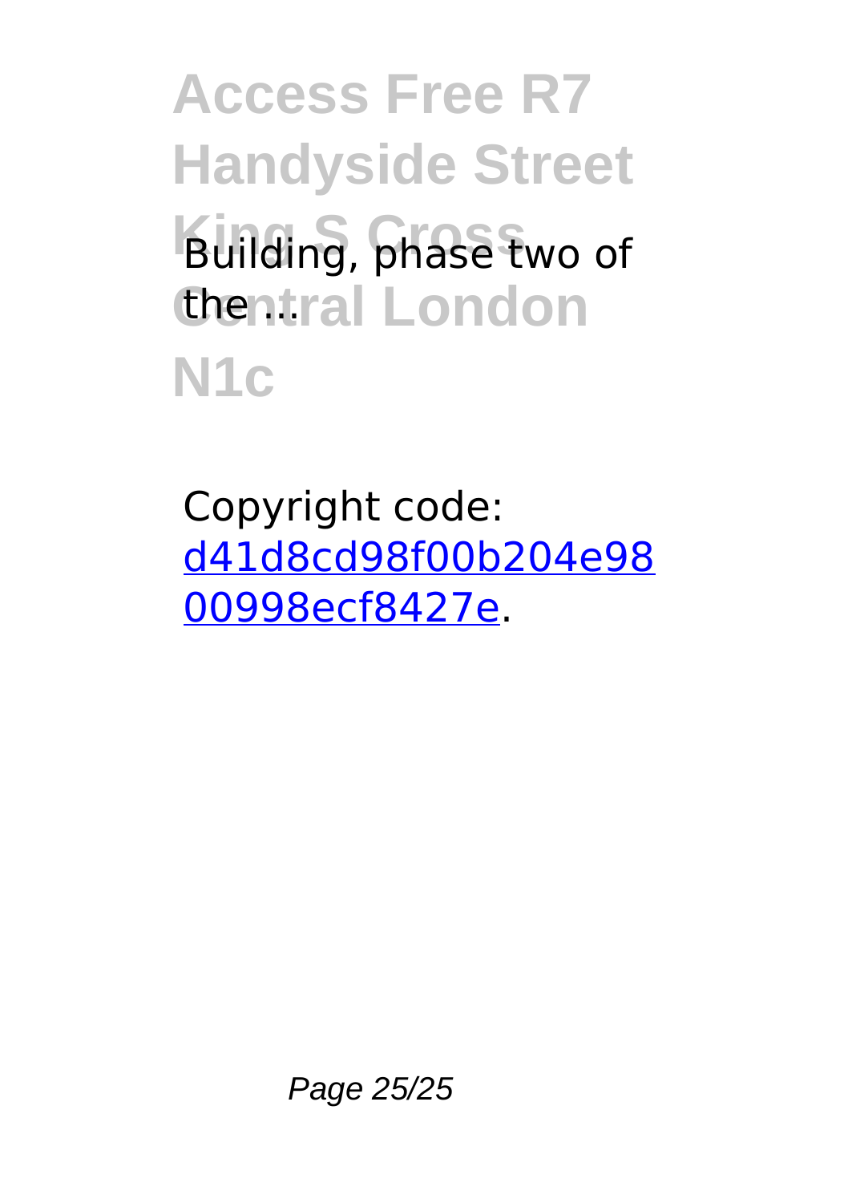Building, phase two of the ...

Copyright code: [d41d8cd98f00b204e9800998ecf8427e](d41d8cd98f00b204e9800998ecf8427e).